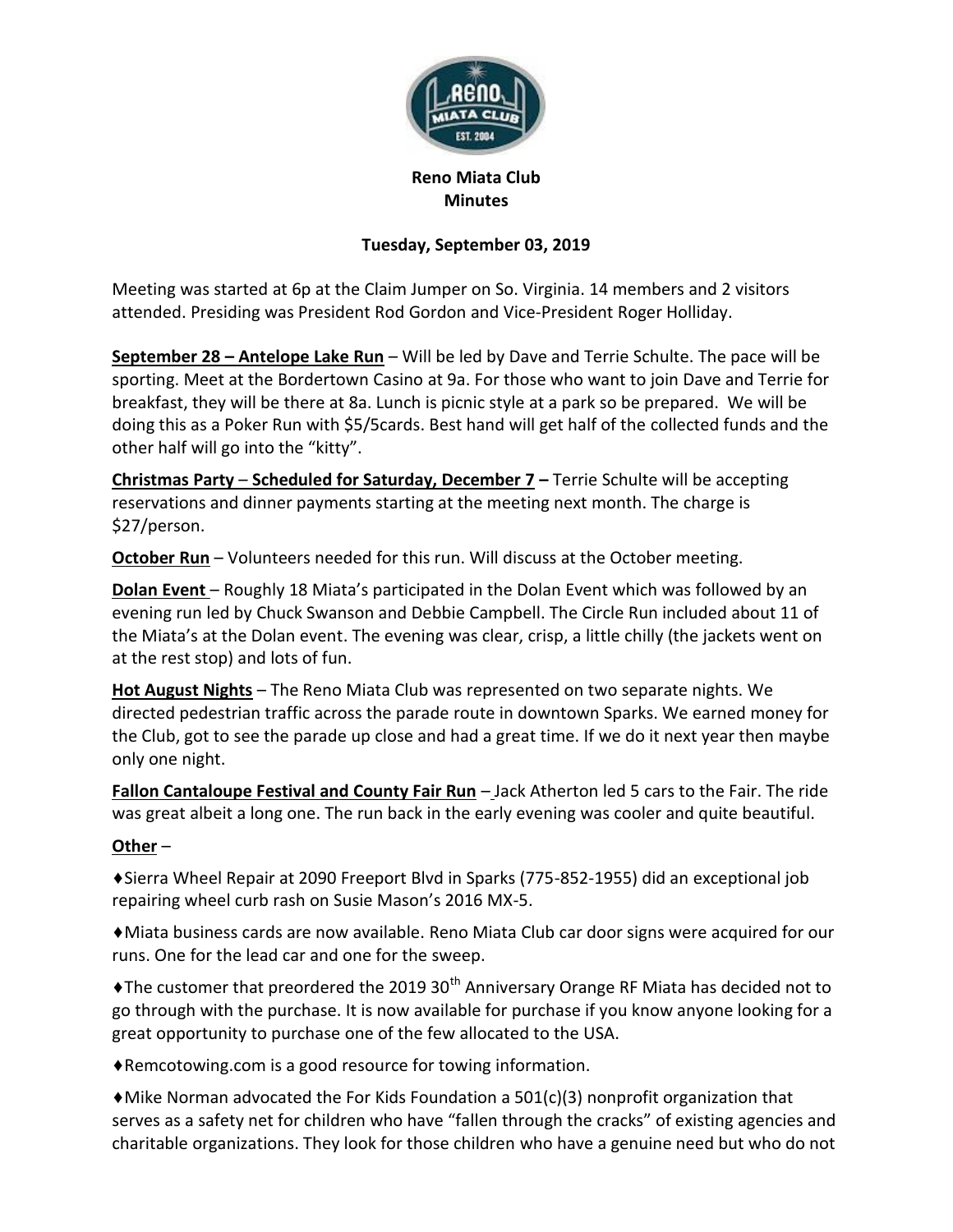**Reno Miata Club**
**Minutes**

**Tuesday, September 03, 2019**

Meeting was started at 6p at the Claim Jumper on So. Virginia. 14 members and 2 visitors attended. Presiding was President Rod Gordon and Vice-President Roger Holliday.

**<u>September 28 – Antelope Lake Run</u>** – Will be led by Dave and Terrie Schulte. The pace will be sporting. Meet at the Bordertown Casino at 9a. For those who want to join Dave and Terrie for breakfast, they will be there at 8a. Lunch is picnic style at a park so be prepared. We will be doing this as a Poker Run with $5/5cards. Best hand will get half of the collected funds and the other half will go into the "kitty".

**<u>Christmas Party</u>** – **<u>Scheduled for Saturday, December 7</u> –** Terrie Schulte will be accepting reservations and dinner payments starting at the meeting next month. The charge is $27/person.

**<u>October Run</u>** – Volunteers needed for this run. Will discuss at the October meeting.

**<u>Dolan Event</u>** – Roughly 18 Miata's participated in the Dolan Event which was followed by an evening run led by Chuck Swanson and Debbie Campbell. The Circle Run included about 11 of the Miata's at the Dolan event. The evening was clear, crisp, a little chilly (the jackets went on at the rest stop) and lots of fun.

**<u>Hot August Nights</u>** – The Reno Miata Club was represented on two separate nights. We directed pedestrian traffic across the parade route in downtown Sparks. We earned money for the Club, got to see the parade up close and had a great time. If we do it next year then maybe only one night.

**<u>Fallon Cantaloupe Festival and County Fair Run</u>** – Jack Atherton led 5 cars to the Fair. The ride was great albeit a long one. The run back in the early evening was cooler and quite beautiful.

**<u>Other</u>** –

♦Sierra Wheel Repair at 2090 Freeport Blvd in Sparks (775-852-1955) did an exceptional job repairing wheel curb rash on Susie Mason's 2016 MX-5.

♦Miata business cards are now available. Reno Miata Club car door signs were acquired for our runs. One for the lead car and one for the sweep.

♦The customer that preordered the 2019 30th Anniversary Orange RF Miata has decided not to go through with the purchase. It is now available for purchase if you know anyone looking for a great opportunity to purchase one of the few allocated to the USA.

♦Remcotowing.com is a good resource for towing information.

♦Mike Norman advocated the For Kids Foundation a 501(c)(3) nonprofit organization that serves as a safety net for children who have "fallen through the cracks" of existing agencies and charitable organizations. They look for those children who have a genuine need but who do not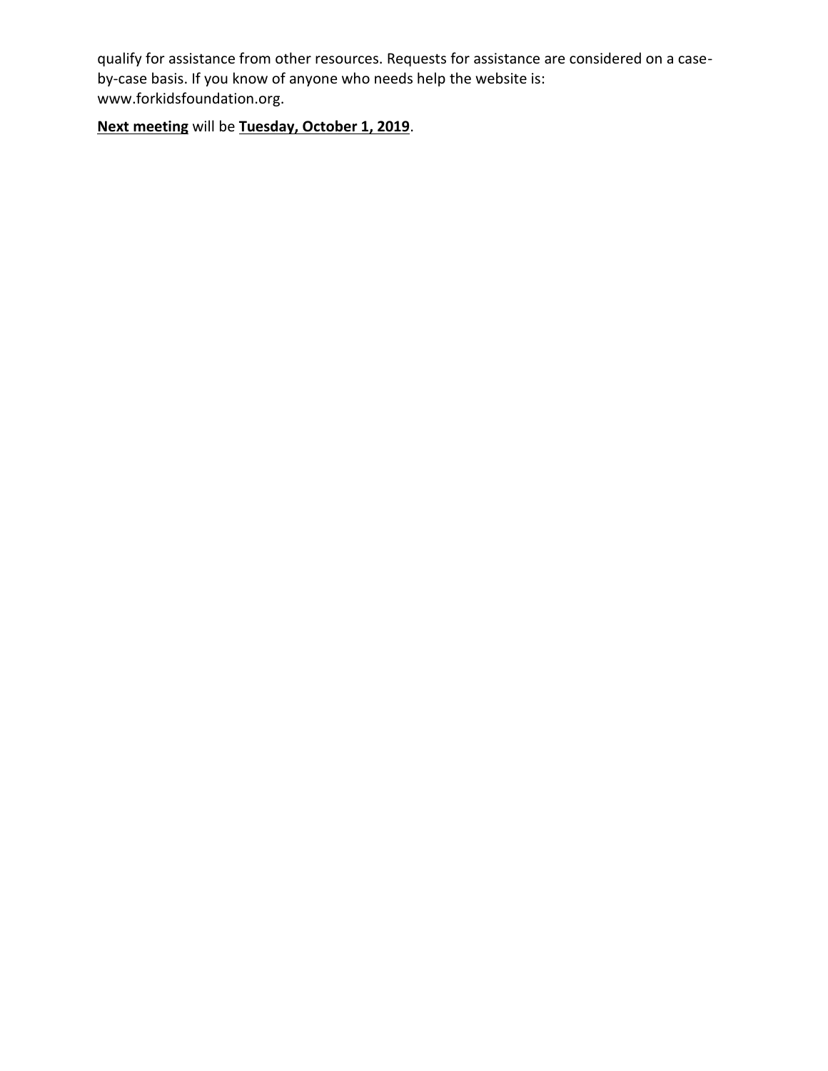qualify for assistance from other resources. Requests for assistance are considered on a case-by-case basis. If you know of anyone who needs help the website is: www.forkidsfoundation.org.

**Next meeting** will be **Tuesday, October 1, 2019**.